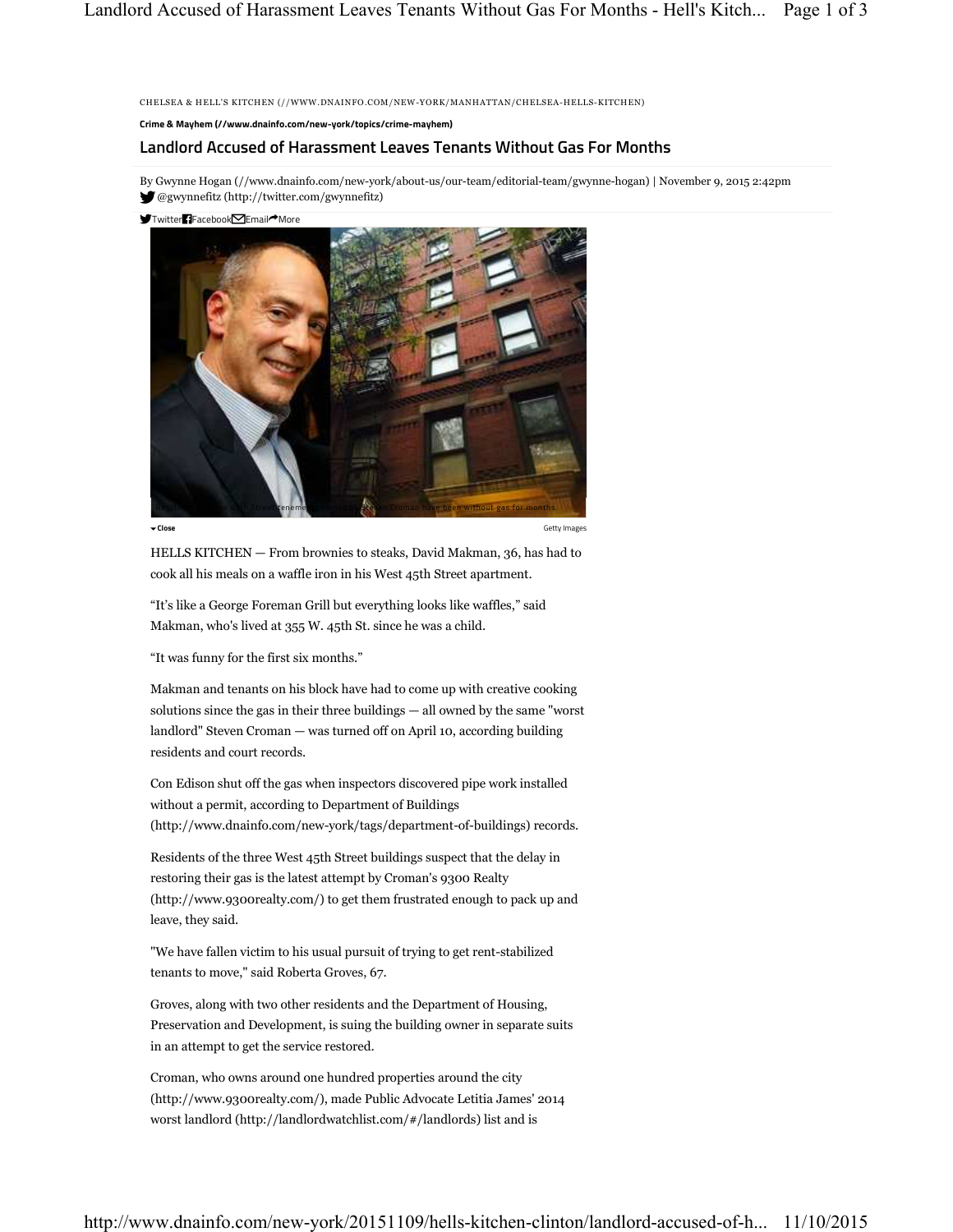CHELSEA & HELL'S KITCHEN (//WWW.DNAINFO.COM/NEW-YORK/MANHATTAN/CHELSEA-HELLS-KITCHEN)

**Crime & Mayhem (//www.dnainfo.com/new-york/topics/crime-mayhem)**

## Landlord Accused of Harassment Leaves Tenants Without Gas For Months

By Gwynne Hogan (//www.dnainfo.com/new-york/about-us/our-team/editorial-team/gwynne-hogan) | November 9, 2015 2:42pm
@gwynnefitz (http://twitter.com/gwynnefitz)

Twitter Facebook Email More

Close

Getty Images

HELLS KITCHEN — From brownies to steaks, David Makman, 36, has had to cook all his meals on a waffle iron in his West 45th Street apartment.

"It's like a George Foreman Grill but everything looks like waffles," said Makman, who's lived at 355 W. 45th St. since he was a child.

"It was funny for the first six months."

Makman and tenants on his block have had to come up with creative cooking solutions since the gas in their three buildings — all owned by the same "worst landlord" Steven Croman — was turned off on April 10, according building residents and court records.

Con Edison shut off the gas when inspectors discovered pipe work installed without a permit, according to Department of Buildings (http://www.dnainfo.com/new-york/tags/department-of-buildings) records.

Residents of the three West 45th Street buildings suspect that the delay in restoring their gas is the latest attempt by Croman's 9300 Realty (http://www.9300realty.com/) to get them frustrated enough to pack up and leave, they said.

"We have fallen victim to his usual pursuit of trying to get rent-stabilized tenants to move," said Roberta Groves, 67.

Groves, along with two other residents and the Department of Housing, Preservation and Development, is suing the building owner in separate suits in an attempt to get the service restored.

Croman, who owns around one hundred properties around the city (http://www.9300realty.com/), made Public Advocate Letitia James' 2014 worst landlord (http://landlordwatchlist.com/#/landlords) list and is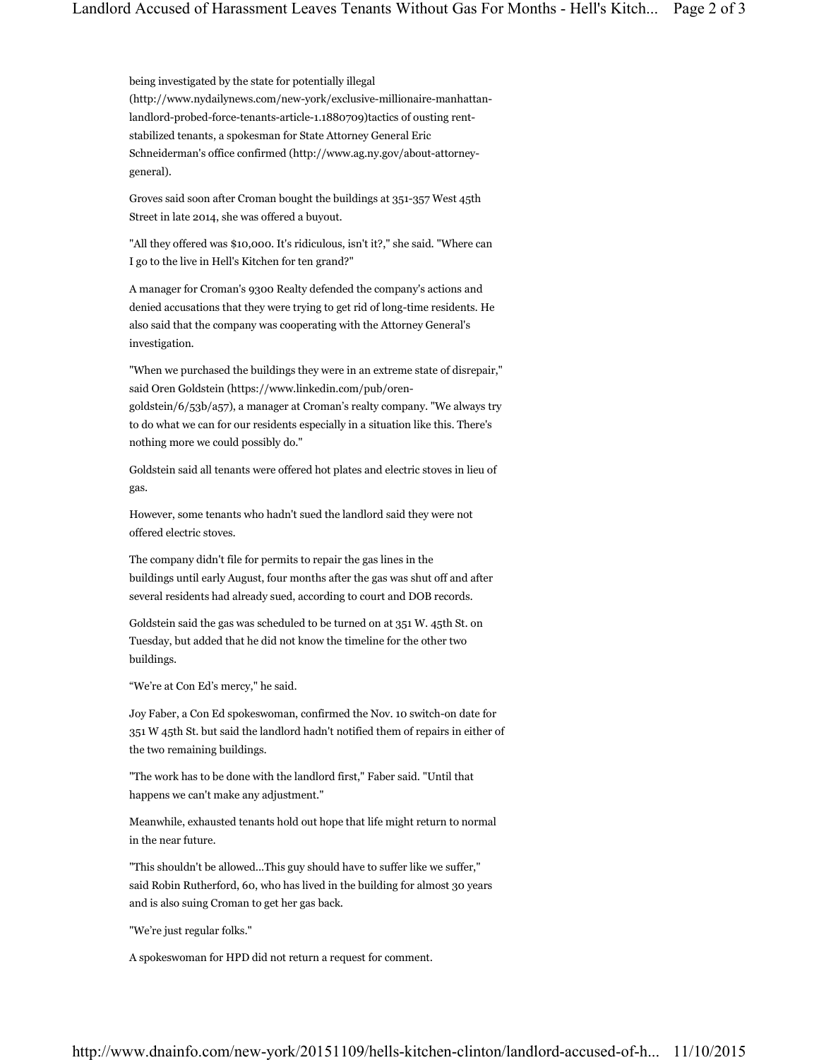being investigated by the state for potentially illegal (http://www.nydailynews.com/new-york/exclusive-millionaire-manhattan-landlord-probed-force-tenants-article-1.1880709)tactics of ousting rent-stabilized tenants, a spokesman for State Attorney General Eric Schneiderman's office confirmed (http://www.ag.ny.gov/about-attorney-general).

Groves said soon after Croman bought the buildings at 351-357 West 45th Street in late 2014, she was offered a buyout.

"All they offered was $10,000. It's ridiculous, isn't it?," she said. "Where can I go to the live in Hell's Kitchen for ten grand?"

A manager for Croman's 9300 Realty defended the company's actions and denied accusations that they were trying to get rid of long-time residents. He also said that the company was cooperating with the Attorney General's investigation.

"When we purchased the buildings they were in an extreme state of disrepair," said Oren Goldstein (https://www.linkedin.com/pub/oren-goldstein/6/53b/a57), a manager at Croman's realty company. "We always try to do what we can for our residents especially in a situation like this. There's nothing more we could possibly do."

Goldstein said all tenants were offered hot plates and electric stoves in lieu of gas.

However, some tenants who hadn't sued the landlord said they were not offered electric stoves.

The company didn't file for permits to repair the gas lines in the buildings until early August, four months after the gas was shut off and after several residents had already sued, according to court and DOB records.

Goldstein said the gas was scheduled to be turned on at 351 W. 45th St. on Tuesday, but added that he did not know the timeline for the other two buildings.

"We're at Con Ed's mercy," he said.

Joy Faber, a Con Ed spokeswoman, confirmed the Nov. 10 switch-on date for 351 W 45th St. but said the landlord hadn't notified them of repairs in either of the two remaining buildings.

"The work has to be done with the landlord first," Faber said. "Until that happens we can't make any adjustment."

Meanwhile, exhausted tenants hold out hope that life might return to normal in the near future.

"This shouldn't be allowed...This guy should have to suffer like we suffer," said Robin Rutherford, 60, who has lived in the building for almost 30 years and is also suing Croman to get her gas back.

"We're just regular folks."

A spokeswoman for HPD did not return a request for comment.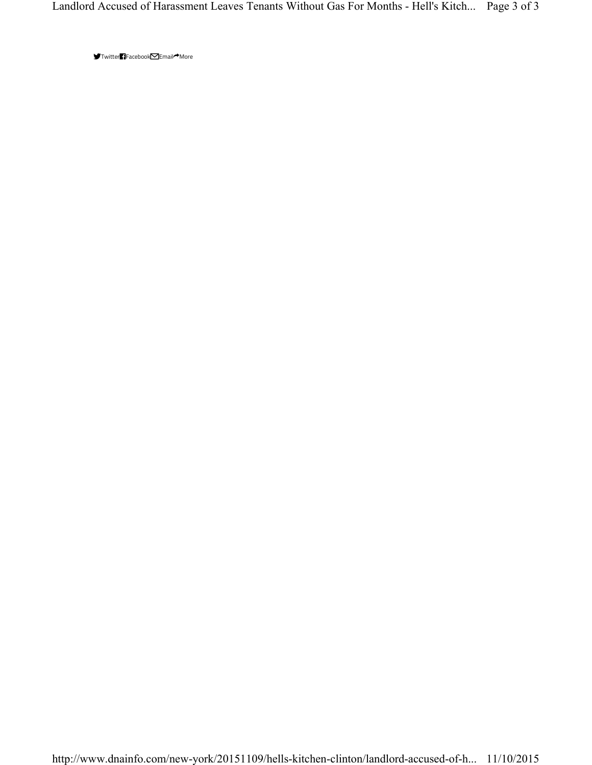Twitter Facebook Email More